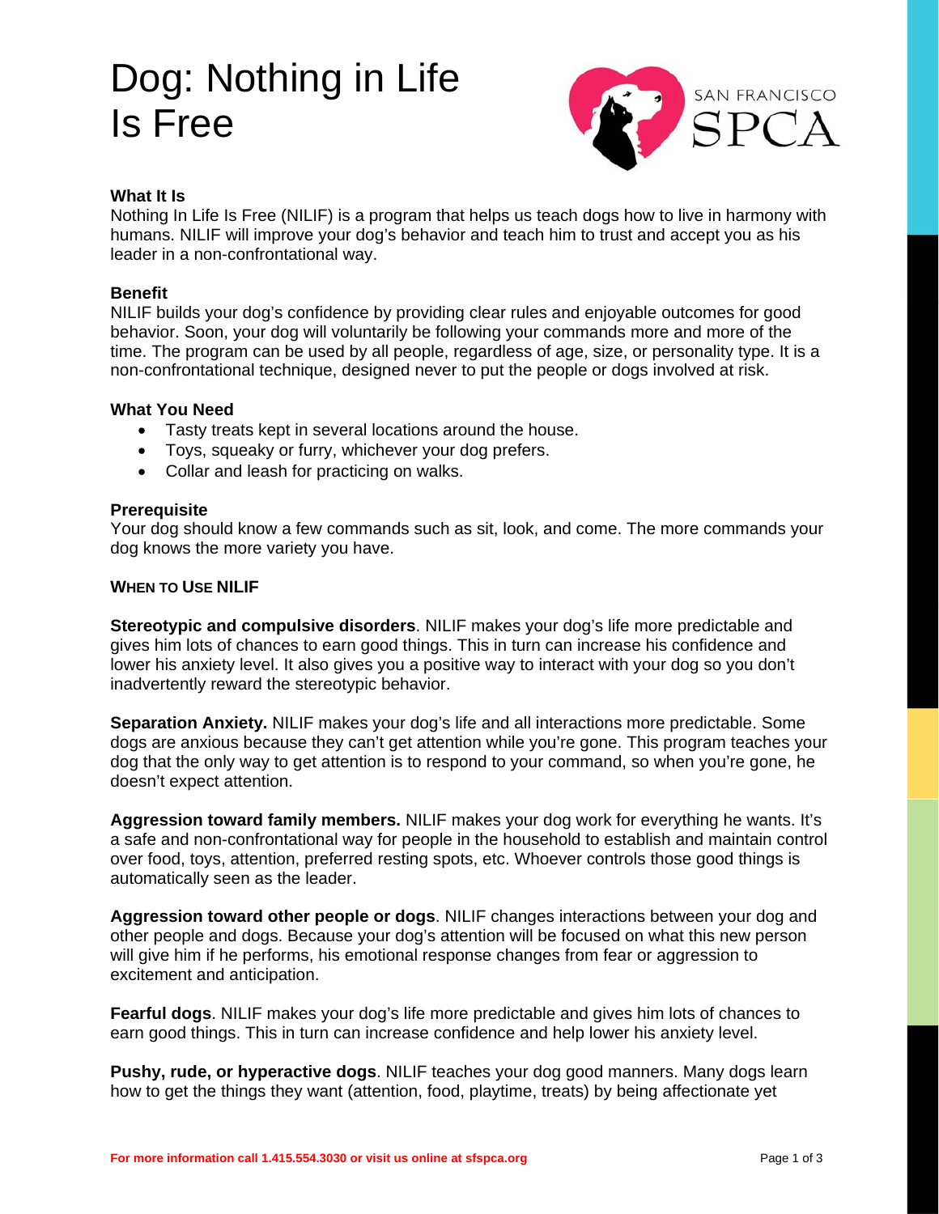# Dog: Nothing in Life Is Free

### What It Is

Nothing In Life Is Free (NILIF) is a program that helps us teach dogs how to live in harmony with humans. NILIF will improve your dog's behavior and teach him to trust and accept you as his leader in a non-confrontational way.

### Benefit

NILIF builds your dog's confidence by providing clear rules and enjoyable outcomes for good behavior. Soon, your dog will voluntarily be following your commands more and more of the time. The program can be used by all people, regardless of age, size, or personality type. It is a non-confrontational technique, designed never to put the people or dogs involved at risk.

### What You Need

- Tasty treats kept in several locations around the house.
- Toys, squeaky or furry, whichever your dog prefers.
- Collar and leash for practicing on walks.

### Prerequisite

Your dog should know a few commands such as sit, look, and come. The more commands your dog knows the more variety you have.

## When to Use NILIF

**Stereotypic and compulsive disorders**. NILIF makes your dog's life more predictable and gives him lots of chances to earn good things. This in turn can increase his confidence and lower his anxiety level. It also gives you a positive way to interact with your dog so you don't inadvertently reward the stereotypic behavior.

**Separation Anxiety.** NILIF makes your dog's life and all interactions more predictable. Some dogs are anxious because they can't get attention while you're gone. This program teaches your dog that the only way to get attention is to respond to your command, so when you're gone, he doesn't expect attention.

**Aggression toward family members.** NILIF makes your dog work for everything he wants. It's a safe and non-confrontational way for people in the household to establish and maintain control over food, toys, attention, preferred resting spots, etc. Whoever controls those good things is automatically seen as the leader.

**Aggression toward other people or dogs**. NILIF changes interactions between your dog and other people and dogs. Because your dog's attention will be focused on what this new person will give him if he performs, his emotional response changes from fear or aggression to excitement and anticipation.

**Fearful dogs**. NILIF makes your dog's life more predictable and gives him lots of chances to earn good things. This in turn can increase confidence and help lower his anxiety level.

**Pushy, rude, or hyperactive dogs**. NILIF teaches your dog good manners. Many dogs learn how to get the things they want (attention, food, playtime, treats) by being affectionate yet

**For more information call 1.415.554.3030 or visit us online at sfspca.org**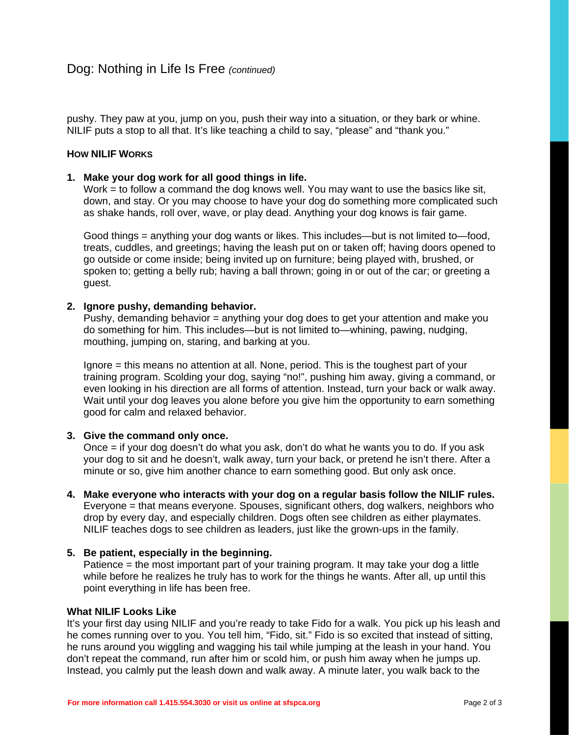pushy. They paw at you, jump on you, push their way into a situation, or they bark or whine. NILIF puts a stop to all that. It's like teaching a child to say, "please" and "thank you."

**HOW NILIF WORKS**

1. **Make your dog work for all good things in life.**
   Work = to follow a command the dog knows well. You may want to use the basics like sit, down, and stay. Or you may choose to have your dog do something more complicated such as shake hands, roll over, wave, or play dead. Anything your dog knows is fair game.

   Good things = anything your dog wants or likes. This includes—but is not limited to—food, treats, cuddles, and greetings; having the leash put on or taken off; having doors opened to go outside or come inside; being invited up on furniture; being played with, brushed, or spoken to; getting a belly rub; having a ball thrown; going in or out of the car; or greeting a guest.

2. **Ignore pushy, demanding behavior.**
   Pushy, demanding behavior = anything your dog does to get your attention and make you do something for him. This includes—but is not limited to—whining, pawing, nudging, mouthing, jumping on, staring, and barking at you.

   Ignore = this means no attention at all. None, period. This is the toughest part of your training program. Scolding your dog, saying "no!", pushing him away, giving a command, or even looking in his direction are all forms of attention. Instead, turn your back or walk away. Wait until your dog leaves you alone before you give him the opportunity to earn something good for calm and relaxed behavior.

3. **Give the command only once.**
   Once = if your dog doesn't do what you ask, don't do what he wants you to do. If you ask your dog to sit and he doesn't, walk away, turn your back, or pretend he isn't there. After a minute or so, give him another chance to earn something good. But only ask once.

4. **Make everyone who interacts with your dog on a regular basis follow the NILIF rules.**
   Everyone = that means everyone. Spouses, significant others, dog walkers, neighbors who drop by every day, and especially children. Dogs often see children as either playmates. NILIF teaches dogs to see children as leaders, just like the grown-ups in the family.

5. **Be patient, especially in the beginning.**
   Patience = the most important part of your training program. It may take your dog a little while before he realizes he truly has to work for the things he wants. After all, up until this point everything in life has been free.

**What NILIF Looks Like**

It's your first day using NILIF and you're ready to take Fido for a walk. You pick up his leash and he comes running over to you. You tell him, "Fido, sit." Fido is so excited that instead of sitting, he runs around you wiggling and wagging his tail while jumping at the leash in your hand. You don't repeat the command, run after him or scold him, or push him away when he jumps up. Instead, you calmly put the leash down and walk away. A minute later, you walk back to the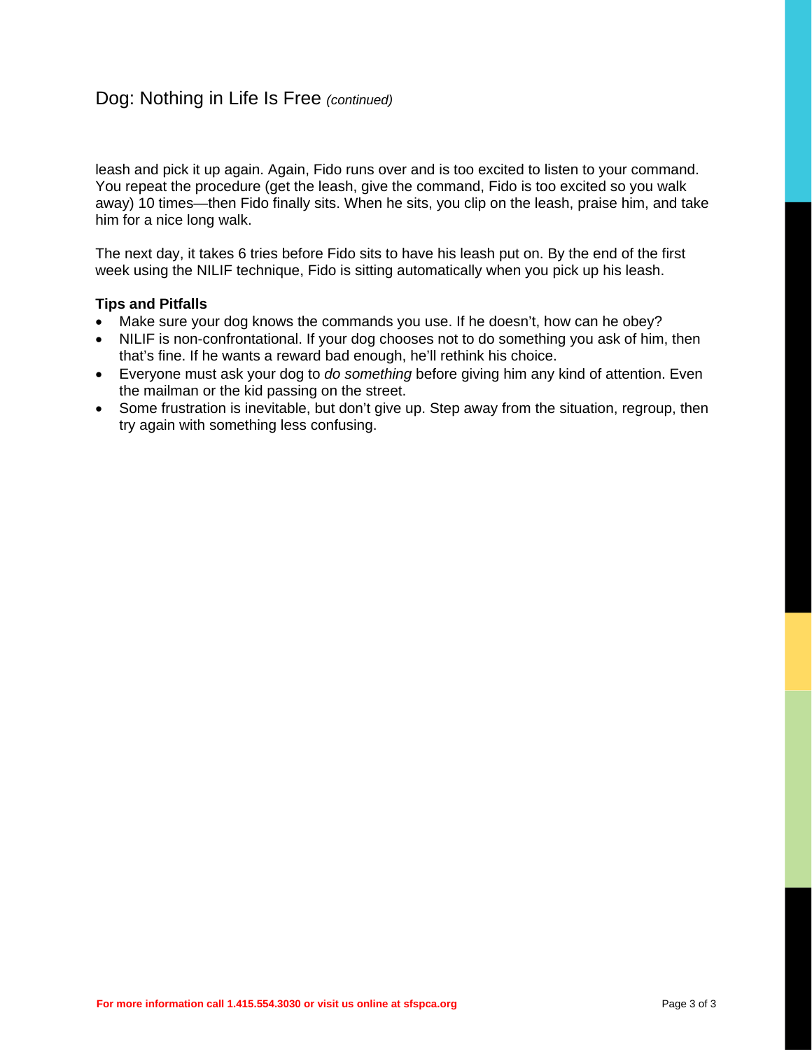leash and pick it up again. Again, Fido runs over and is too excited to listen to your command. You repeat the procedure (get the leash, give the command, Fido is too excited so you walk away) 10 times—then Fido finally sits. When he sits, you clip on the leash, praise him, and take him for a nice long walk.

The next day, it takes 6 tries before Fido sits to have his leash put on. By the end of the first week using the NILIF technique, Fido is sitting automatically when you pick up his leash.

**Tips and Pitfalls**

- Make sure your dog knows the commands you use. If he doesn't, how can he obey?
- NILIF is non-confrontational. If your dog chooses not to do something you ask of him, then that's fine. If he wants a reward bad enough, he'll rethink his choice.
- Everyone must ask your dog to *do something* before giving him any kind of attention. Even the mailman or the kid passing on the street.
- Some frustration is inevitable, but don't give up. Step away from the situation, regroup, then try again with something less confusing.